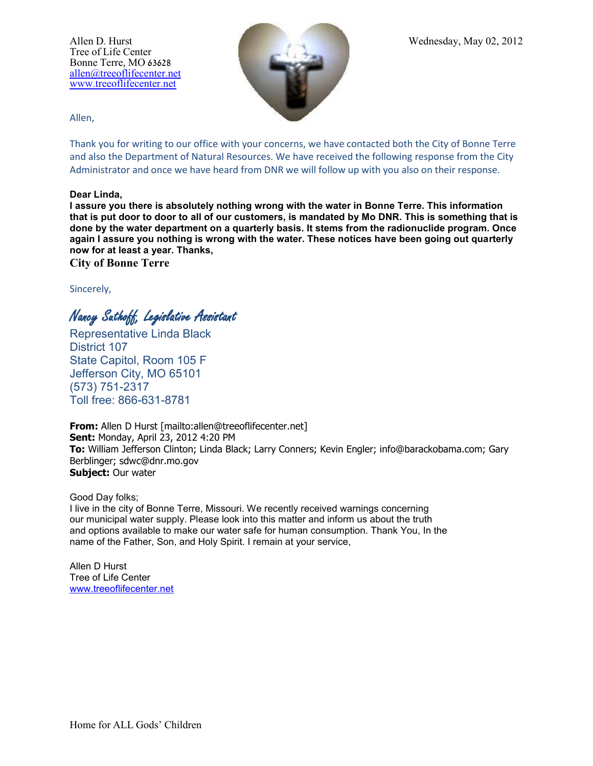Allen D. Hurst
Tree of Life Center
Bonne Terre, MO 63628
allen@treeoflifecenter.net
www.treeoflifecenter.net

Wednesday, May 02, 2012

Allen,

Thank you for writing to our office with your concerns, we have contacted both the City of Bonne Terre and also the Department of Natural Resources. We have received the following response from the City Administrator and once we have heard from DNR we will follow up with you also on their response.

**Dear Linda,**
**I assure you there is absolutely nothing wrong with the water in Bonne Terre. This information that is put door to door to all of our customers, is mandated by Mo DNR. This is something that is done by the water department on a quarterly basis. It stems from the radionuclide program. Once again I assure you nothing is wrong with the water. These notices have been going out quarterly now for at least a year. Thanks,**
**City of Bonne Terre**

Sincerely,

*Nancy Suthoff, Legislative Assistant*
Representative Linda Black
District 107
State Capitol, Room 105 F
Jefferson City, MO 65101
(573) 751-2317
Toll free: 866-631-8781

**From:** Allen D Hurst [mailto:allen@treeoflifecenter.net]
**Sent:** Monday, April 23, 2012 4:20 PM
**To:** William Jefferson Clinton; Linda Black; Larry Conners; Kevin Engler; info@barackobama.com; Gary Berblinger; sdwc@dnr.mo.gov
**Subject:** Our water

Good Day folks;
I live in the city of Bonne Terre, Missouri. We recently received warnings concerning our municipal water supply. Please look into this matter and inform us about the truth and options available to make our water safe for human consumption. Thank You, In the name of the Father, Son, and Holy Spirit. I remain at your service,

Allen D Hurst
Tree of Life Center
www.treeoflifecenter.net

Home for ALL Gods' Children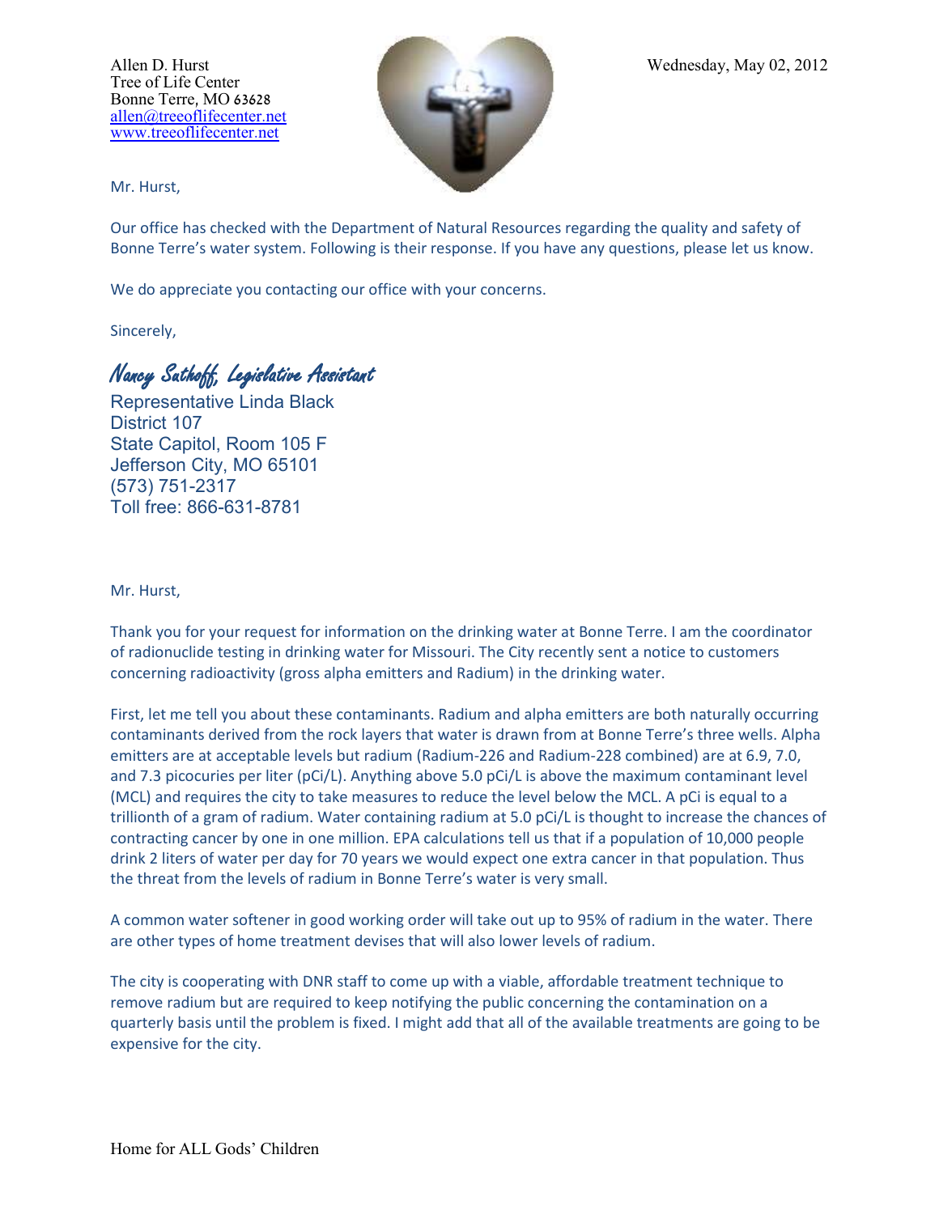Allen D. Hurst
Tree of Life Center
Bonne Terre, MO 63628
allen@treeoflifecenter.net
www.treeoflifecenter.net

Wednesday, May 02, 2012

Mr. Hurst,

Our office has checked with the Department of Natural Resources regarding the quality and safety of Bonne Terre's water system. Following is their response. If you have any questions, please let us know.

We do appreciate you contacting our office with your concerns.

Sincerely,

*Nancy Sathoff, Legislative Assistant*
Representative Linda Black
District 107
State Capitol, Room 105 F
Jefferson City, MO 65101
(573) 751-2317
Toll free: 866-631-8781

Mr. Hurst,

Thank you for your request for information on the drinking water at Bonne Terre. I am the coordinator of radionuclide testing in drinking water for Missouri. The City recently sent a notice to customers concerning radioactivity (gross alpha emitters and Radium) in the drinking water.

First, let me tell you about these contaminants. Radium and alpha emitters are both naturally occurring contaminants derived from the rock layers that water is drawn from at Bonne Terre's three wells. Alpha emitters are at acceptable levels but radium (Radium-226 and Radium-228 combined) are at 6.9, 7.0, and 7.3 picocuries per liter (pCi/L). Anything above 5.0 pCi/L is above the maximum contaminant level (MCL) and requires the city to take measures to reduce the level below the MCL. A pCi is equal to a trillionth of a gram of radium. Water containing radium at 5.0 pCi/L is thought to increase the chances of contracting cancer by one in one million. EPA calculations tell us that if a population of 10,000 people drink 2 liters of water per day for 70 years we would expect one extra cancer in that population. Thus the threat from the levels of radium in Bonne Terre's water is very small.

A common water softener in good working order will take out up to 95% of radium in the water. There are other types of home treatment devises that will also lower levels of radium.

The city is cooperating with DNR staff to come up with a viable, affordable treatment technique to remove radium but are required to keep notifying the public concerning the contamination on a quarterly basis until the problem is fixed. I might add that all of the available treatments are going to be expensive for the city.

Home for ALL Gods' Children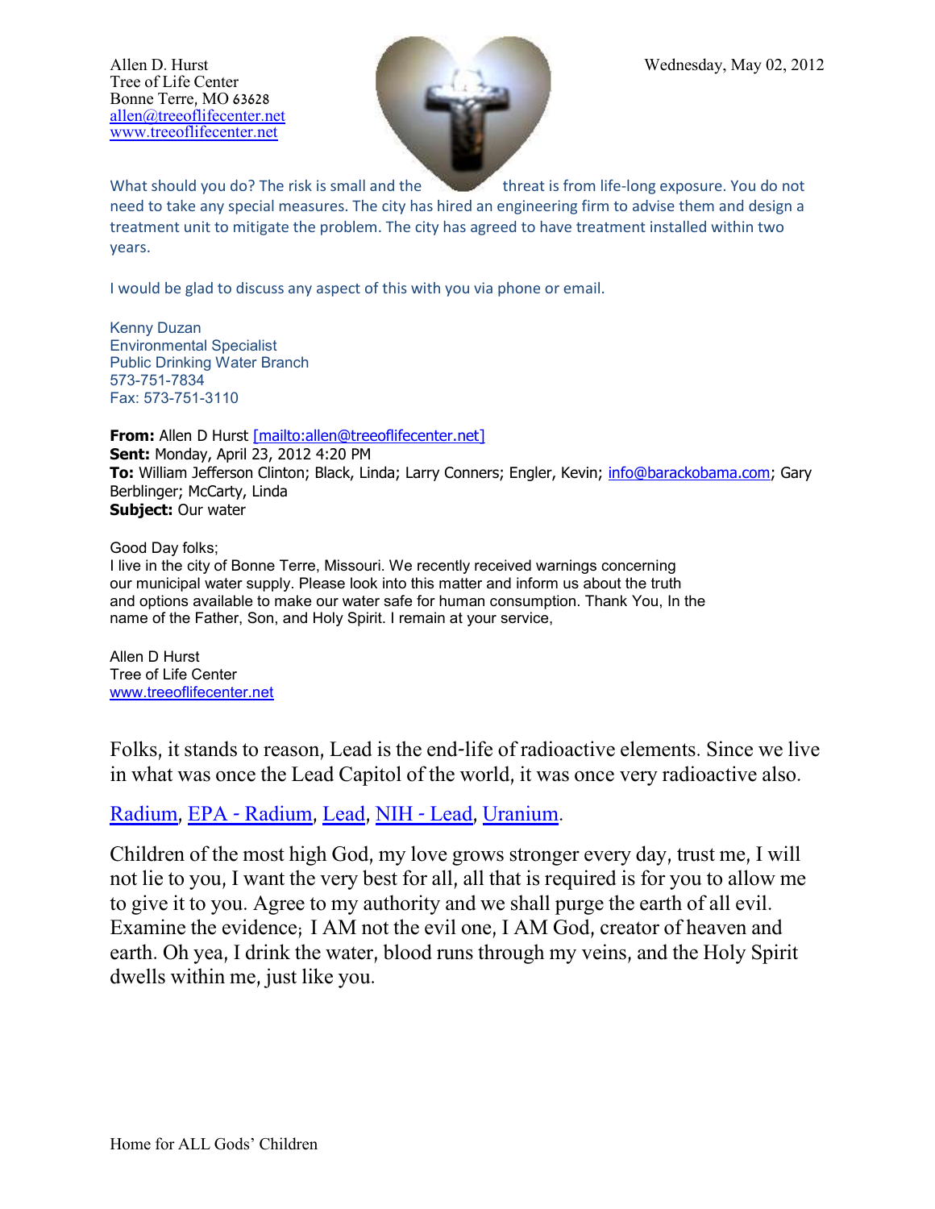Allen D. Hurst
Tree of Life Center
Bonne Terre, MO 63628
allen@treeoflifecenter.net
www.treeoflifecenter.net

Wednesday, May 02, 2012

What should you do? The risk is small and the threat is from life-long exposure. You do not need to take any special measures. The city has hired an engineering firm to advise them and design a treatment unit to mitigate the problem. The city has agreed to have treatment installed within two years.

I would be glad to discuss any aspect of this with you via phone or email.

Kenny Duzan
Environmental Specialist
Public Drinking Water Branch
573-751-7834
Fax: 573-751-3110

**From:** Allen D Hurst [mailto:allen@treeoflifecenter.net]
**Sent:** Monday, April 23, 2012 4:20 PM
**To:** William Jefferson Clinton; Black, Linda; Larry Conners; Engler, Kevin; info@barackobama.com; Gary Berblinger; McCarty, Linda
**Subject:** Our water

Good Day folks;
I live in the city of Bonne Terre, Missouri. We recently received warnings concerning our municipal water supply. Please look into this matter and inform us about the truth and options available to make our water safe for human consumption. Thank You, In the name of the Father, Son, and Holy Spirit. I remain at your service,

Allen D Hurst
Tree of Life Center
www.treeoflifecenter.net

Folks, it stands to reason, Lead is the end-life of radioactive elements. Since we live in what was once the Lead Capitol of the world, it was once very radioactive also.

Radium, EPA - Radium, Lead, NIH - Lead, Uranium.

Children of the most high God, my love grows stronger every day, trust me, I will not lie to you, I want the very best for all, all that is required is for you to allow me to give it to you. Agree to my authority and we shall purge the earth of all evil. Examine the evidence; I AM not the evil one, I AM God, creator of heaven and earth. Oh yea, I drink the water, blood runs through my veins, and the Holy Spirit dwells within me, just like you.

Home for ALL Gods' Children